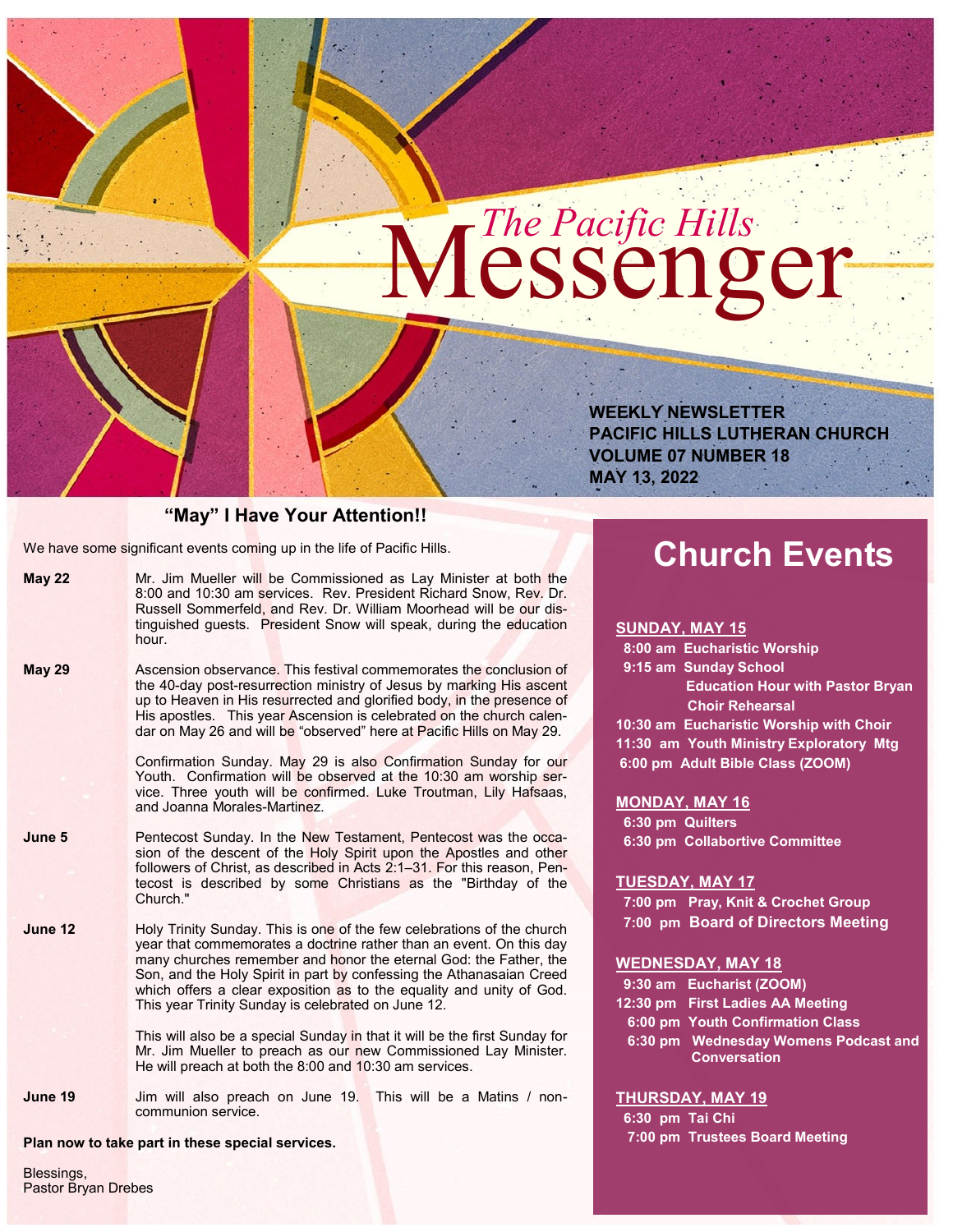# *The Pacific Hills* Messenger

**WEEKLY NEWSLETTER**
**PACIFIC HILLS LUTHERAN CHURCH**
**VOLUME 07 NUMBER 18**
**MAY 13, 2022**

## "May" I Have Your Attention!!

We have some significant events coming up in the life of Pacific Hills.

**May 22** — Mr. Jim Mueller will be Commissioned as Lay Minister at both the 8:00 and 10:30 am services. Rev. President Richard Snow, Rev. Dr. Russell Sommerfeld, and Rev. Dr. William Moorhead will be our distinguished guests. President Snow will speak, during the education hour.

**May 29** — Ascension observance. This festival commemorates the conclusion of the 40-day post-resurrection ministry of Jesus by marking His ascent up to Heaven in His resurrected and glorified body, in the presence of His apostles. This year Ascension is celebrated on the church calendar on May 26 and will be "observed" here at Pacific Hills on May 29.

Confirmation Sunday. May 29 is also Confirmation Sunday for our Youth. Confirmation will be observed at the 10:30 am worship service. Three youth will be confirmed. Luke Troutman, Lily Hafsaas, and Joanna Morales-Martinez.

**June 5** — Pentecost Sunday. In the New Testament, Pentecost was the occasion of the descent of the Holy Spirit upon the Apostles and other followers of Christ, as described in Acts 2:1–31. For this reason, Pentecost is described by some Christians as the "Birthday of the Church."

**June 12** — Holy Trinity Sunday. This is one of the few celebrations of the church year that commemorates a doctrine rather than an event. On this day many churches remember and honor the eternal God: the Father, the Son, and the Holy Spirit in part by confessing the Athanasaian Creed which offers a clear exposition as to the equality and unity of God. This year Trinity Sunday is celebrated on June 12.

This will also be a special Sunday in that it will be the first Sunday for Mr. Jim Mueller to preach as our new Commissioned Lay Minister. He will preach at both the 8:00 and 10:30 am services.

**June 19** — Jim will also preach on June 19. This will be a Matins / non-communion service.

**Plan now to take part in these special services.**

Blessings,
Pastor Bryan Drebes

## Church Events

**SUNDAY, MAY 15**
- **8:00 am Eucharistic Worship**
- **9:15 am Sunday School**
  - **Education Hour with Pastor Bryan**
  - **Choir Rehearsal**
- **10:30 am Eucharistic Worship with Choir**
- **11:30 am Youth Ministry Exploratory Mtg**
- **6:00 pm Adult Bible Class (ZOOM)**

**MONDAY, MAY 16**
- **6:30 pm Quilters**
- **6:30 pm Collabortive Committee**

**TUESDAY, MAY 17**
- **7:00 pm Pray, Knit & Crochet Group**
- **7:00 pm Board of Directors Meeting**

**WEDNESDAY, MAY 18**
- **9:30 am Eucharist (ZOOM)**
- **12:30 pm First Ladies AA Meeting**
- **6:00 pm Youth Confirmation Class**
- **6:30 pm Wednesday Womens Podcast and Conversation**

**THURSDAY, MAY 19**
- **6:30 pm Tai Chi**
- **7:00 pm Trustees Board Meeting**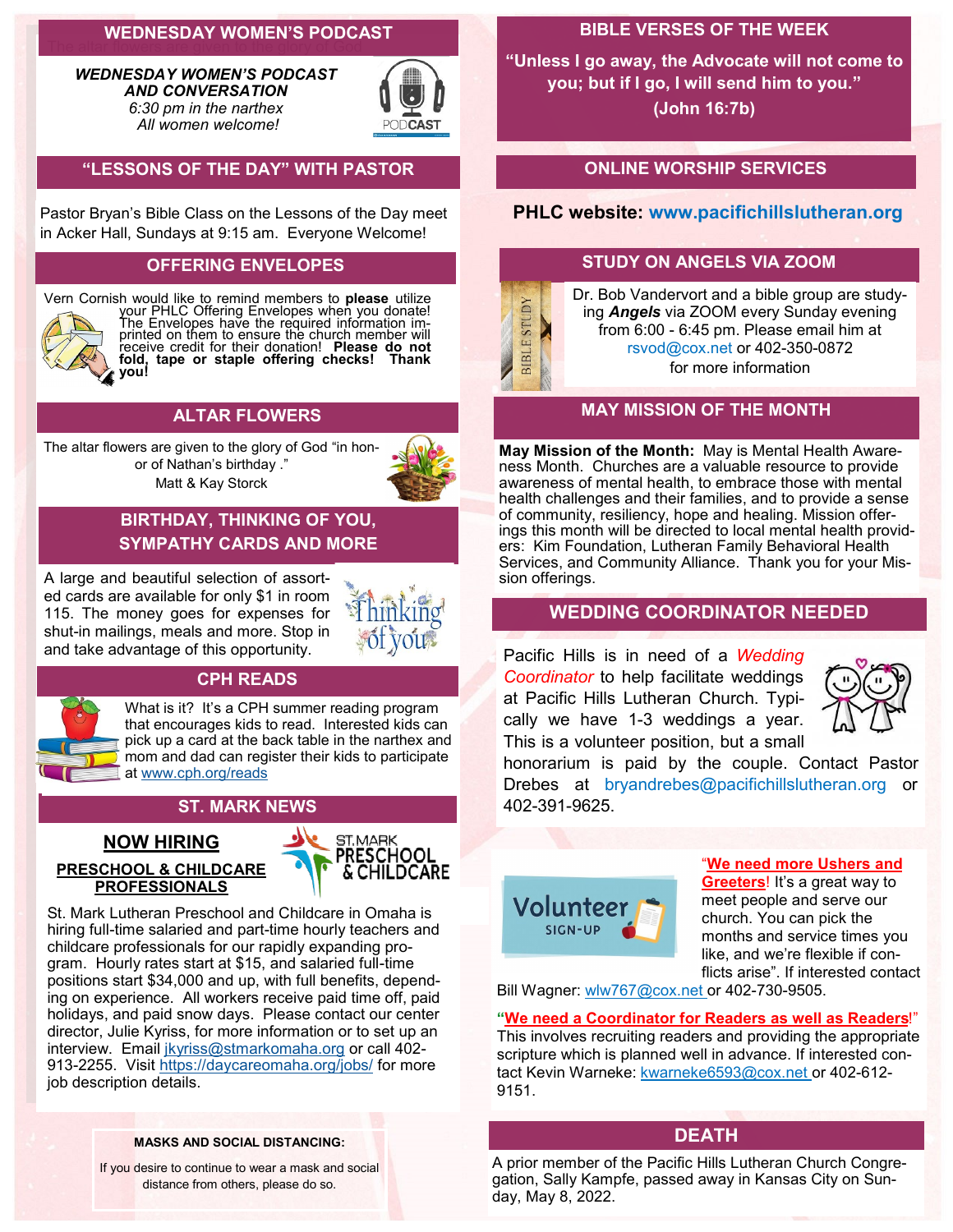## WEDNESDAY WOMEN'S PODCAST

***WEDNESDAY WOMEN'S PODCAST AND CONVERSATION***
*6:30 pm in the narthex*
*All women welcome!*

## "LESSONS OF THE DAY" WITH PASTOR

Pastor Bryan's Bible Class on the Lessons of the Day meet in Acker Hall, Sundays at 9:15 am. Everyone Welcome!

## OFFERING ENVELOPES

Vern Cornish would like to remind members to **please** utilize your PHLC Offering Envelopes when you donate! The Envelopes have the required information imprinted on them to ensure the church member will receive credit for their donation! **Please do not fold, tape or staple offering checks! Thank you!**

## ALTAR FLOWERS

The altar flowers are given to the glory of God "in honor of Nathan's birthday ."
Matt & Kay Storck

## BIRTHDAY, THINKING OF YOU, SYMPATHY CARDS AND MORE

A large and beautiful selection of assorted cards are available for only $1 in room 115. The money goes for expenses for shut-in mailings, meals and more. Stop in and take advantage of this opportunity.

## CPH READS

What is it? It's a CPH summer reading program that encourages kids to read. Interested kids can pick up a card at the back table in the narthex and mom and dad can register their kids to participate at www.cph.org/reads

## ST. MARK NEWS

**NOW HIRING**

**PRESCHOOL & CHILDCARE PROFESSIONALS**

St. Mark Lutheran Preschool and Childcare in Omaha is hiring full-time salaried and part-time hourly teachers and childcare professionals for our rapidly expanding program. Hourly rates start at $15, and salaried full-time positions start $34,000 and up, with full benefits, depending on experience. All workers receive paid time off, paid holidays, and paid snow days. Please contact our center director, Julie Kyriss, for more information or to set up an interview. Email jkyriss@stmarkomaha.org or call 402-913-2255. Visit https://daycareomaha.org/jobs/ for more job description details.

**MASKS AND SOCIAL DISTANCING:**

If you desire to continue to wear a mask and social distance from others, please do so.

## BIBLE VERSES OF THE WEEK

**"Unless I go away, the Advocate will not come to you; but if I go, I will send him to you." (John 16:7b)**

## ONLINE WORSHIP SERVICES

**PHLC website: www.pacifichillslutheran.org**

## STUDY ON ANGELS VIA ZOOM

Dr. Bob Vandervort and a bible group are studying ***Angels*** via ZOOM every Sunday evening from 6:00 - 6:45 pm. Please email him at rsvod@cox.net or 402-350-0872 for more information

## MAY MISSION OF THE MONTH

**May Mission of the Month:** May is Mental Health Awareness Month. Churches are a valuable resource to provide awareness of mental health, to embrace those with mental health challenges and their families, and to provide a sense of community, resiliency, hope and healing. Mission offerings this month will be directed to local mental health providers: Kim Foundation, Lutheran Family Behavioral Health Services, and Community Alliance. Thank you for your Mission offerings.

## WEDDING COORDINATOR NEEDED

Pacific Hills is in need of a *Wedding Coordinator* to help facilitate weddings at Pacific Hills Lutheran Church. Typically we have 1-3 weddings a year. This is a volunteer position, but a small honorarium is paid by the couple. Contact Pastor Drebes at bryandrebes@pacifichillslutheran.org or 402-391-9625.

"**We need more Ushers and Greeters**! It's a great way to meet people and serve our church. You can pick the months and service times you like, and we're flexible if conflicts arise". If interested contact Bill Wagner: wlw767@cox.net or 402-730-9505.

"**We need a Coordinator for Readers as well as Readers!**" This involves recruiting readers and providing the appropriate scripture which is planned well in advance. If interested contact Kevin Warneke: kwarneke6593@cox.net or 402-612-9151.

## DEATH

A prior member of the Pacific Hills Lutheran Church Congregation, Sally Kampfe, passed away in Kansas City on Sunday, May 8, 2022.